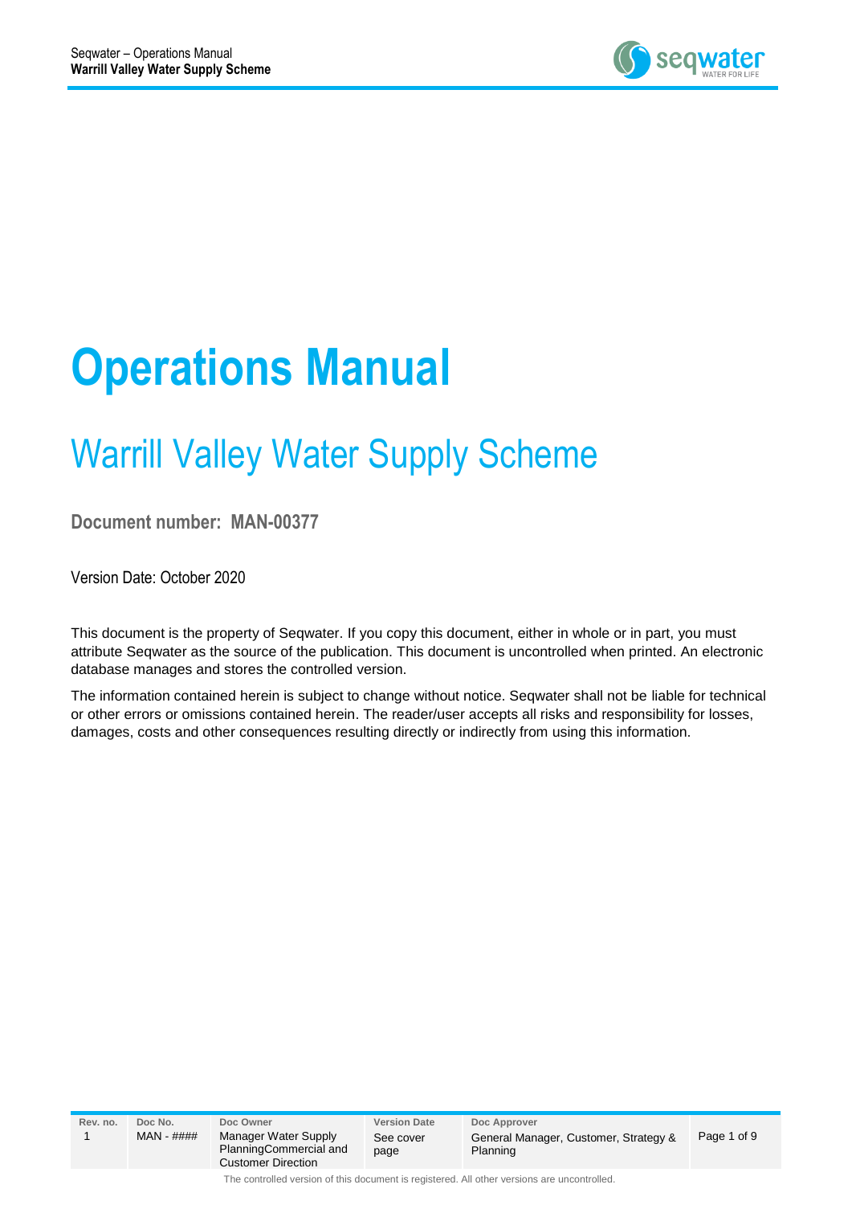# Operations Manual

## Warrill Valley Water Supply Scheme

**Document number: MAN-00377**

Version Date: October 2020

This document is the property of Seqwater. If you copy this document, either in whole or in part, you must attribute Seqwater as the source of the publication. This document is uncontrolled when printed. An electronic database manages and stores the controlled version.

The information contained herein is subject to change without notice. Seqwater shall not be liable for technical or other errors or omissions contained herein. The reader/user accepts all risks and responsibility for losses, damages, costs and other consequences resulting directly or indirectly from using this information.

| Rev. no. | Doc No. | Doc Owner | Version Date | Doc Approver |
|---|---|---|---|---|
| 1 | MAN - #### | Manager Water Supply PlanningCommercial and Customer Direction | See cover page | General Manager, Customer, Strategy & Planning |

The controlled version of this document is registered. All other versions are uncontrolled.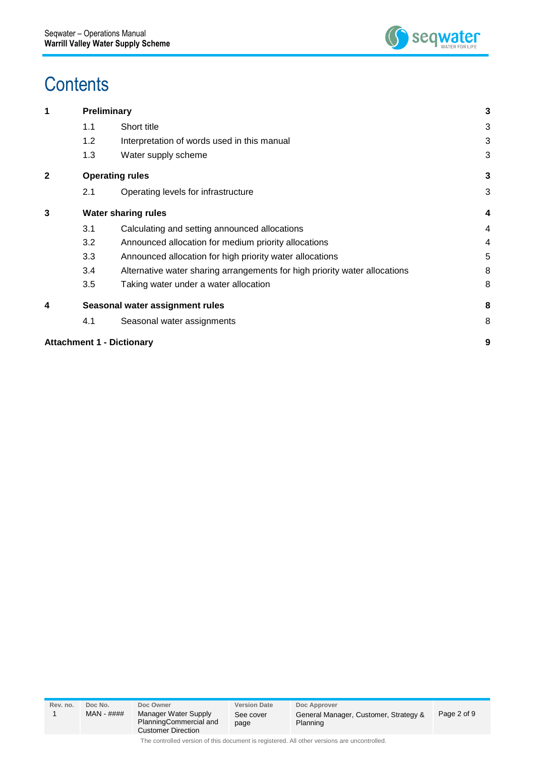# Contents

| | | | |
|---|---|---|---|
| **1** | **Preliminary** | | **3** |
| | 1.1 | Short title | 3 |
| | 1.2 | Interpretation of words used in this manual | 3 |
| | 1.3 | Water supply scheme | 3 |
| **2** | **Operating rules** | | **3** |
| | 2.1 | Operating levels for infrastructure | 3 |
| **3** | **Water sharing rules** | | **4** |
| | 3.1 | Calculating and setting announced allocations | 4 |
| | 3.2 | Announced allocation for medium priority allocations | 4 |
| | 3.3 | Announced allocation for high priority water allocations | 5 |
| | 3.4 | Alternative water sharing arrangements for high priority water allocations | 8 |
| | 3.5 | Taking water under a water allocation | 8 |
| **4** | **Seasonal water assignment rules** | | **8** |
| | 4.1 | Seasonal water assignments | 8 |
| **Attachment 1 - Dictionary** | | | **9** |

| Rev. no. | Doc No. | Doc Owner | Version Date | Doc Approver |
|---|---|---|---|---|
| 1 | MAN - #### | Manager Water Supply PlanningCommercial and Customer Direction | See cover page | General Manager, Customer, Strategy & Planning |

The controlled version of this document is registered. All other versions are uncontrolled.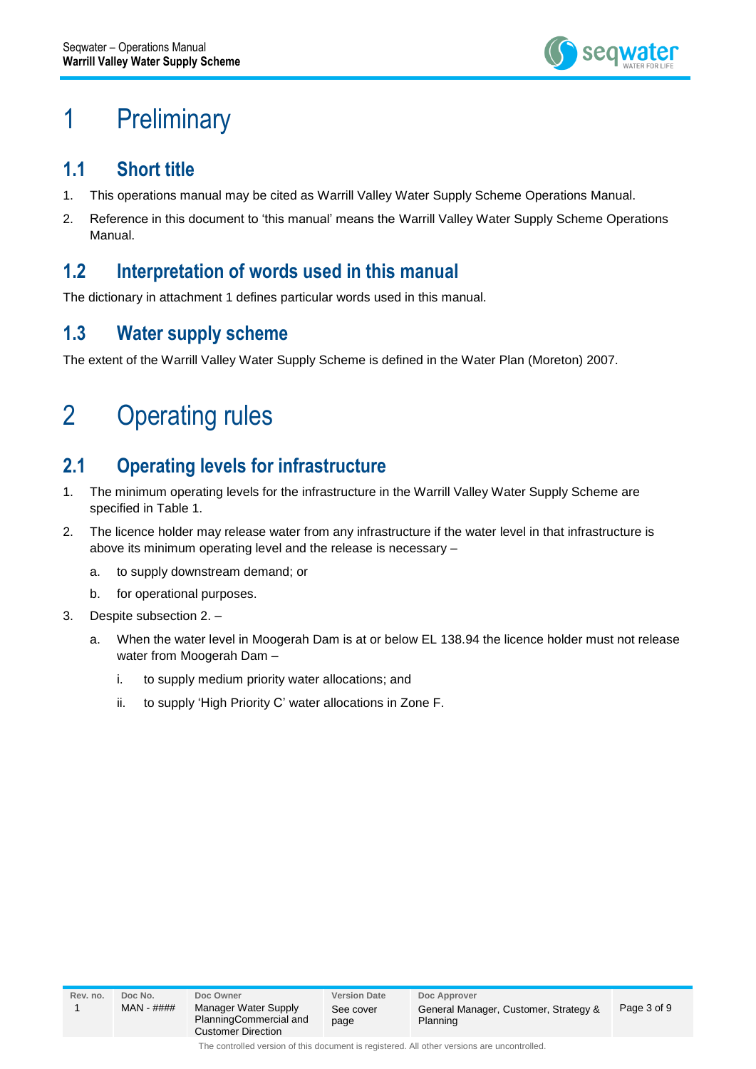# 1 Preliminary

## 1.1 Short title

1. This operations manual may be cited as Warrill Valley Water Supply Scheme Operations Manual.
2. Reference in this document to 'this manual' means the Warrill Valley Water Supply Scheme Operations Manual.

## 1.2 Interpretation of words used in this manual

The dictionary in attachment 1 defines particular words used in this manual.

## 1.3 Water supply scheme

The extent of the Warrill Valley Water Supply Scheme is defined in the Water Plan (Moreton) 2007.

# 2 Operating rules

## 2.1 Operating levels for infrastructure

1. The minimum operating levels for the infrastructure in the Warrill Valley Water Supply Scheme are specified in Table 1.
2. The licence holder may release water from any infrastructure if the water level in that infrastructure is above its minimum operating level and the release is necessary –
   a. to supply downstream demand; or
   b. for operational purposes.
3. Despite subsection 2. –
   a. When the water level in Moogerah Dam is at or below EL 138.94 the licence holder must not release water from Moogerah Dam –
      i. to supply medium priority water allocations; and
      ii. to supply 'High Priority C' water allocations in Zone F.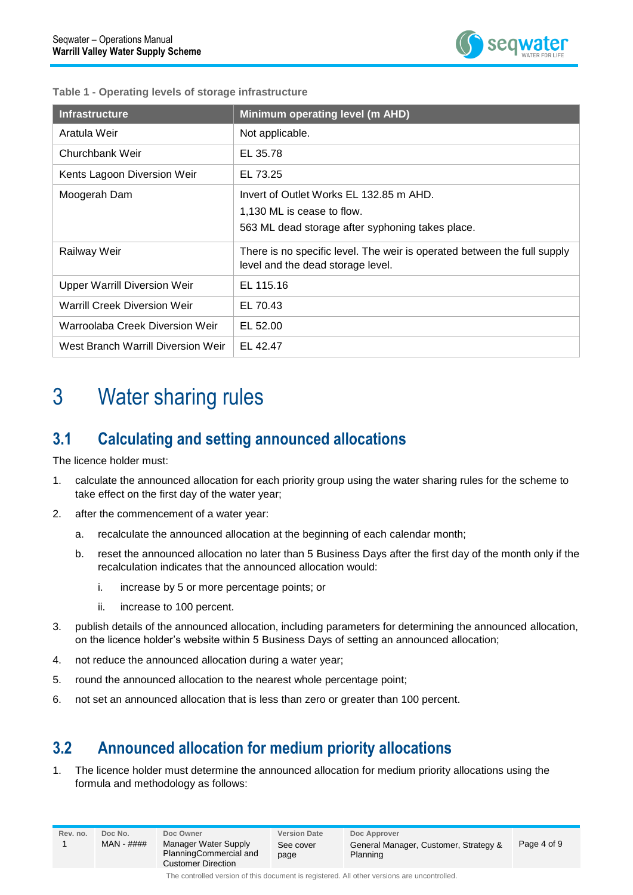**Table 1 - Operating levels of storage infrastructure**

| Infrastructure | Minimum operating level (m AHD) |
|---|---|
| Aratula Weir | Not applicable. |
| Churchbank Weir | EL 35.78 |
| Kents Lagoon Diversion Weir | EL 73.25 |
| Moogerah Dam | Invert of Outlet Works EL 132.85 m AHD.<br>1,130 ML is cease to flow.<br>563 ML dead storage after syphoning takes place. |
| Railway Weir | There is no specific level. The weir is operated between the full supply level and the dead storage level. |
| Upper Warrill Diversion Weir | EL 115.16 |
| Warrill Creek Diversion Weir | EL 70.43 |
| Warroolaba Creek Diversion Weir | EL 52.00 |
| West Branch Warrill Diversion Weir | EL 42.47 |

# 3 Water sharing rules

## 3.1 Calculating and setting announced allocations

The licence holder must:

1. calculate the announced allocation for each priority group using the water sharing rules for the scheme to take effect on the first day of the water year;
2. after the commencement of a water year:
   a. recalculate the announced allocation at the beginning of each calendar month;
   b. reset the announced allocation no later than 5 Business Days after the first day of the month only if the recalculation indicates that the announced allocation would:
      i. increase by 5 or more percentage points; or
      ii. increase to 100 percent.
3. publish details of the announced allocation, including parameters for determining the announced allocation, on the licence holder's website within 5 Business Days of setting an announced allocation;
4. not reduce the announced allocation during a water year;
5. round the announced allocation to the nearest whole percentage point;
6. not set an announced allocation that is less than zero or greater than 100 percent.

## 3.2 Announced allocation for medium priority allocations

1. The licence holder must determine the announced allocation for medium priority allocations using the formula and methodology as follows: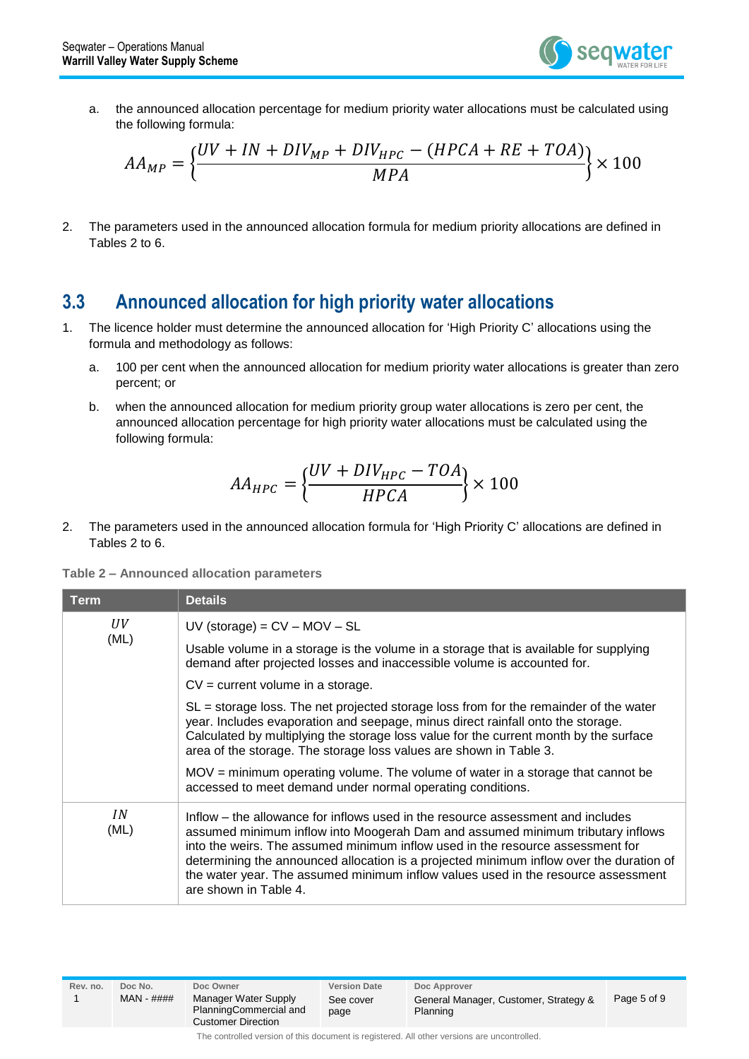a. the announced allocation percentage for medium priority water allocations must be calculated using the following formula:

$$AA_{MP} = \left\{\frac{UV + IN + DIV_{MP} + DIV_{HPC} - (HPCA + RE + TOA)}{MPA}\right\} \times 100$$

2. The parameters used in the announced allocation formula for medium priority allocations are defined in Tables 2 to 6.

## 3.3 Announced allocation for high priority water allocations

1. The licence holder must determine the announced allocation for 'High Priority C' allocations using the formula and methodology as follows:

   a. 100 per cent when the announced allocation for medium priority water allocations is greater than zero percent; or

   b. when the announced allocation for medium priority group water allocations is zero per cent, the announced allocation percentage for high priority water allocations must be calculated using the following formula:

$$AA_{HPC} = \left\{\frac{UV + DIV_{HPC} - TOA}{HPCA}\right\} \times 100$$

2. The parameters used in the announced allocation formula for 'High Priority C' allocations are defined in Tables 2 to 6.

**Table 2 – Announced allocation parameters**

| Term | Details |
|---|---|
| $UV$ (ML) | UV (storage) = CV – MOV – SL<br><br>Usable volume in a storage is the volume in a storage that is available for supplying demand after projected losses and inaccessible volume is accounted for.<br><br>CV = current volume in a storage.<br><br>SL = storage loss. The net projected storage loss from for the remainder of the water year. Includes evaporation and seepage, minus direct rainfall onto the storage. Calculated by multiplying the storage loss value for the current month by the surface area of the storage. The storage loss values are shown in Table 3.<br><br>MOV = minimum operating volume. The volume of water in a storage that cannot be accessed to meet demand under normal operating conditions. |
| $IN$ (ML) | Inflow – the allowance for inflows used in the resource assessment and includes assumed minimum inflow into Moogerah Dam and assumed minimum tributary inflows into the weirs. The assumed minimum inflow used in the resource assessment for determining the announced allocation is a projected minimum inflow over the duration of the water year. The assumed minimum inflow values used in the resource assessment are shown in Table 4. |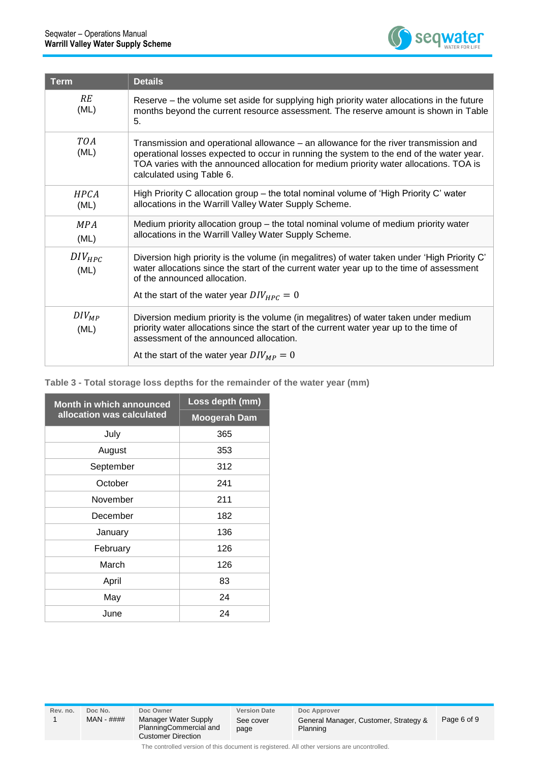| Term | Details |
|---|---|
| $RE$ (ML) | Reserve – the volume set aside for supplying high priority water allocations in the future months beyond the current resource assessment. The reserve amount is shown in Table 5. |
| $TOA$ (ML) | Transmission and operational allowance – an allowance for the river transmission and operational losses expected to occur in running the system to the end of the water year. TOA varies with the announced allocation for medium priority water allocations. TOA is calculated using Table 6. |
| $HPCA$ (ML) | High Priority C allocation group – the total nominal volume of 'High Priority C' water allocations in the Warrill Valley Water Supply Scheme. |
| $MPA$ (ML) | Medium priority allocation group – the total nominal volume of medium priority water allocations in the Warrill Valley Water Supply Scheme. |
| $DIV_{HPC}$ (ML) | Diversion high priority is the volume (in megalitres) of water taken under 'High Priority C' water allocations since the start of the current water year up to the time of assessment of the announced allocation.<br><br>At the start of the water year $DIV_{HPC} = 0$ |
| $DIV_{MP}$ (ML) | Diversion medium priority is the volume (in megalitres) of water taken under medium priority water allocations since the start of the current water year up to the time of assessment of the announced allocation.<br><br>At the start of the water year $DIV_{MP} = 0$ |

**Table 3 - Total storage loss depths for the remainder of the water year (mm)**

| Month in which announced allocation was calculated | Loss depth (mm) |
|---|---|
| | Moogerah Dam |
| July | 365 |
| August | 353 |
| September | 312 |
| October | 241 |
| November | 211 |
| December | 182 |
| January | 136 |
| February | 126 |
| March | 126 |
| April | 83 |
| May | 24 |
| June | 24 |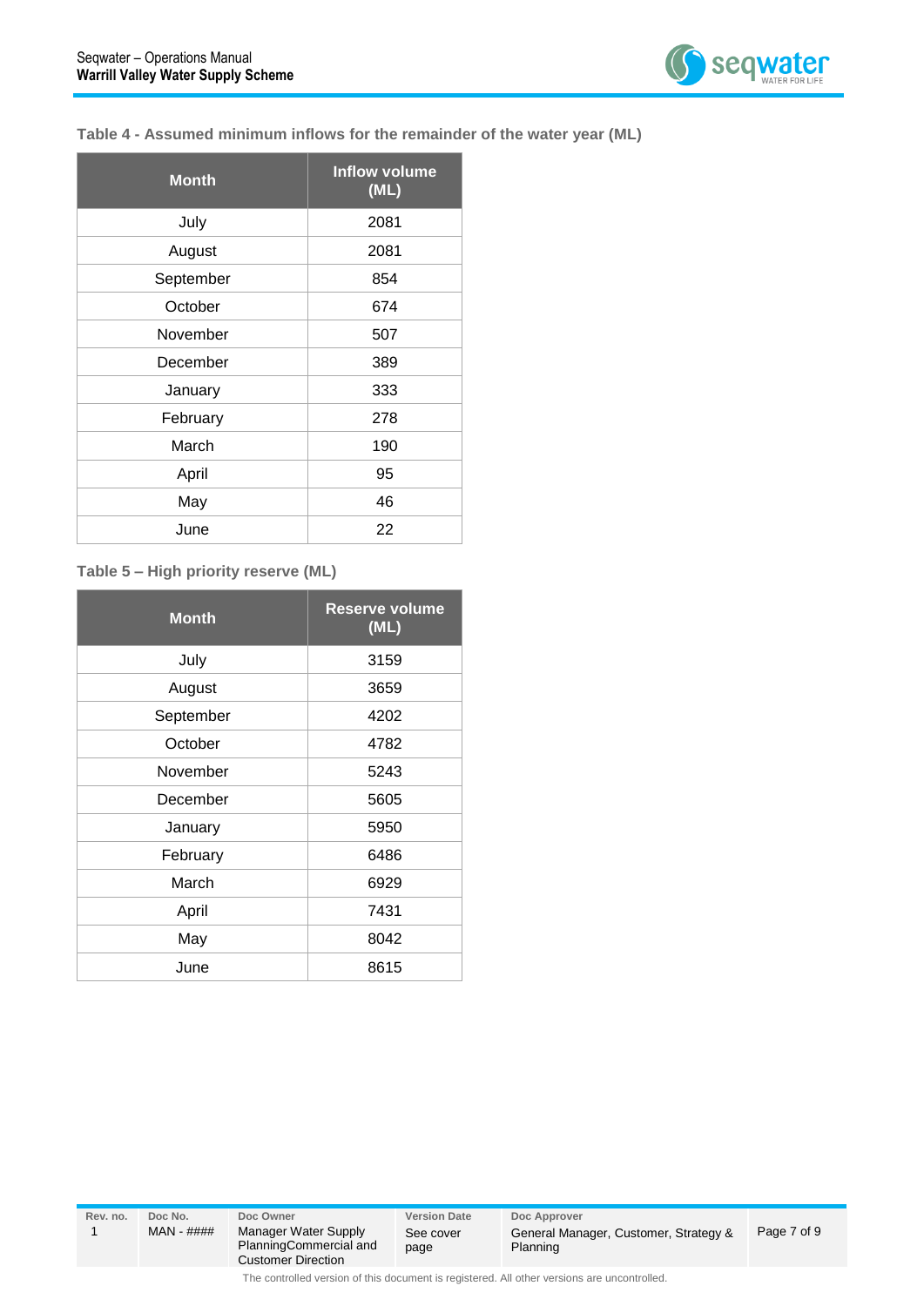Table 4 - Assumed minimum inflows for the remainder of the water year (ML)

| Month | Inflow volume (ML) |
|---|---|
| July | 2081 |
| August | 2081 |
| September | 854 |
| October | 674 |
| November | 507 |
| December | 389 |
| January | 333 |
| February | 278 |
| March | 190 |
| April | 95 |
| May | 46 |
| June | 22 |

Table 5 – High priority reserve (ML)

| Month | Reserve volume (ML) |
|---|---|
| July | 3159 |
| August | 3659 |
| September | 4202 |
| October | 4782 |
| November | 5243 |
| December | 5605 |
| January | 5950 |
| February | 6486 |
| March | 6929 |
| April | 7431 |
| May | 8042 |
| June | 8615 |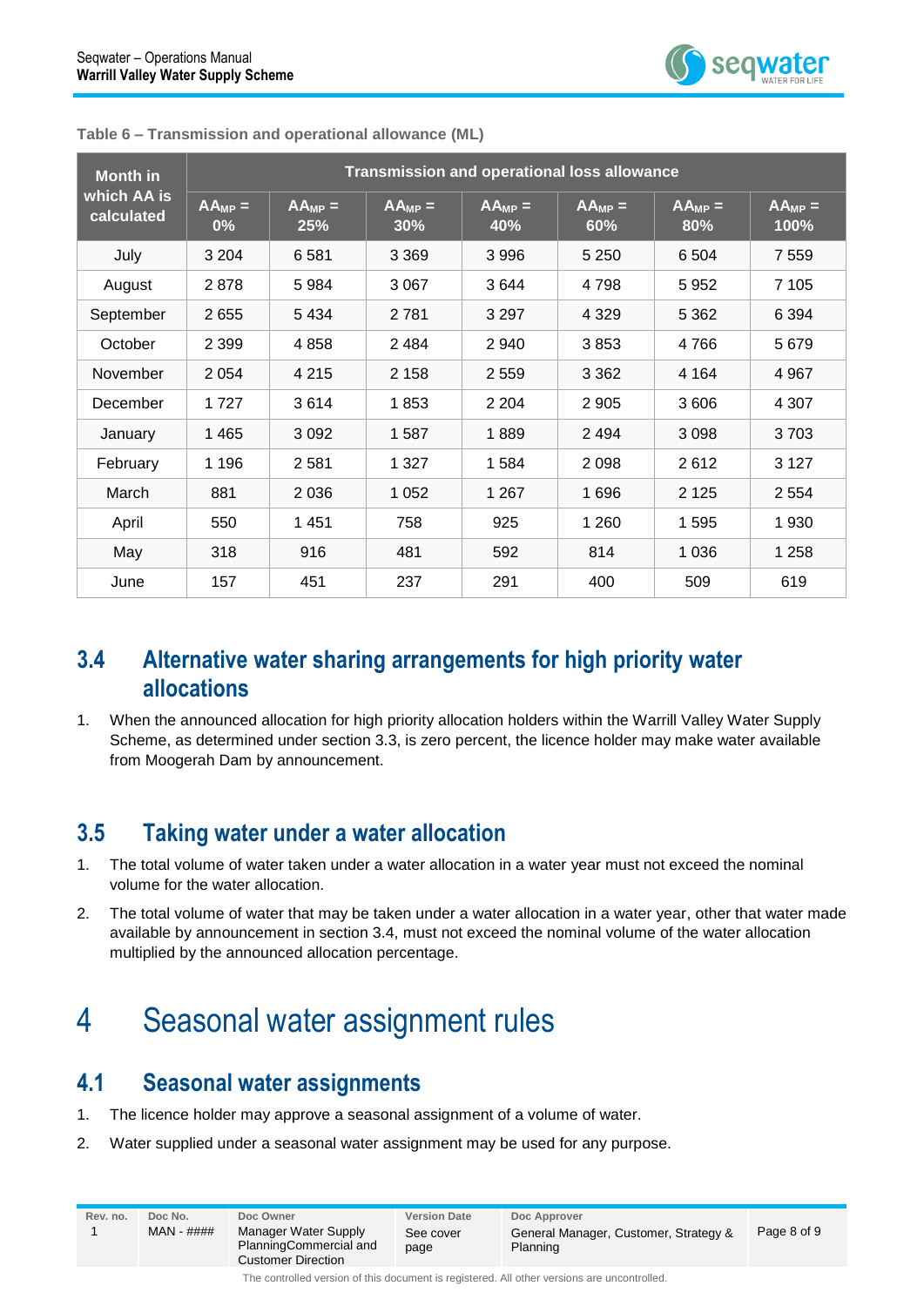**Table 6 – Transmission and operational allowance (ML)**

| Month in which AA is calculated | Transmission and operational loss allowance | | | | | | |
|---|---|---|---|---|---|---|---|
| | $AA_{MP}$ = 0% | $AA_{MP}$ = 25% | $AA_{MP}$ = 30% | $AA_{MP}$ = 40% | $AA_{MP}$ = 60% | $AA_{MP}$ = 80% | $AA_{MP}$ = 100% |
| July | 3 204 | 6 581 | 3 369 | 3 996 | 5 250 | 6 504 | 7 559 |
| August | 2 878 | 5 984 | 3 067 | 3 644 | 4 798 | 5 952 | 7 105 |
| September | 2 655 | 5 434 | 2 781 | 3 297 | 4 329 | 5 362 | 6 394 |
| October | 2 399 | 4 858 | 2 484 | 2 940 | 3 853 | 4 766 | 5 679 |
| November | 2 054 | 4 215 | 2 158 | 2 559 | 3 362 | 4 164 | 4 967 |
| December | 1 727 | 3 614 | 1 853 | 2 204 | 2 905 | 3 606 | 4 307 |
| January | 1 465 | 3 092 | 1 587 | 1 889 | 2 494 | 3 098 | 3 703 |
| February | 1 196 | 2 581 | 1 327 | 1 584 | 2 098 | 2 612 | 3 127 |
| March | 881 | 2 036 | 1 052 | 1 267 | 1 696 | 2 125 | 2 554 |
| April | 550 | 1 451 | 758 | 925 | 1 260 | 1 595 | 1 930 |
| May | 318 | 916 | 481 | 592 | 814 | 1 036 | 1 258 |
| June | 157 | 451 | 237 | 291 | 400 | 509 | 619 |

## 3.4 Alternative water sharing arrangements for high priority water allocations

1. When the announced allocation for high priority allocation holders within the Warrill Valley Water Supply Scheme, as determined under section 3.3, is zero percent, the licence holder may make water available from Moogerah Dam by announcement.

## 3.5 Taking water under a water allocation

1. The total volume of water taken under a water allocation in a water year must not exceed the nominal volume for the water allocation.
2. The total volume of water that may be taken under a water allocation in a water year, other that water made available by announcement in section 3.4, must not exceed the nominal volume of the water allocation multiplied by the announced allocation percentage.

# 4 Seasonal water assignment rules

## 4.1 Seasonal water assignments

1. The licence holder may approve a seasonal assignment of a volume of water.
2. Water supplied under a seasonal water assignment may be used for any purpose.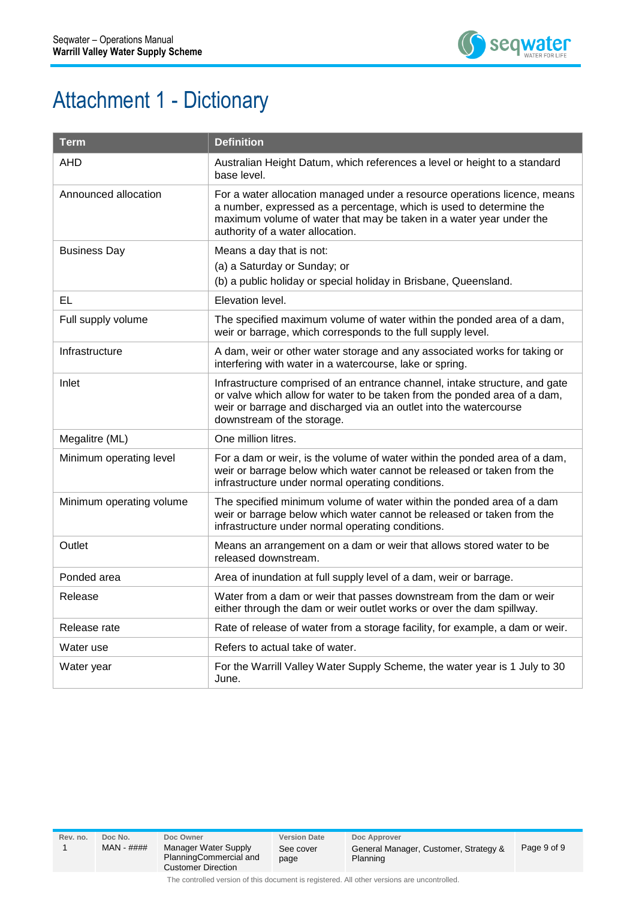# Attachment 1 - Dictionary

| Term | Definition |
|---|---|
| AHD | Australian Height Datum, which references a level or height to a standard base level. |
| Announced allocation | For a water allocation managed under a resource operations licence, means a number, expressed as a percentage, which is used to determine the maximum volume of water that may be taken in a water year under the authority of a water allocation. |
| Business Day | Means a day that is not:<br>(a) a Saturday or Sunday; or<br>(b) a public holiday or special holiday in Brisbane, Queensland. |
| EL | Elevation level. |
| Full supply volume | The specified maximum volume of water within the ponded area of a dam, weir or barrage, which corresponds to the full supply level. |
| Infrastructure | A dam, weir or other water storage and any associated works for taking or interfering with water in a watercourse, lake or spring. |
| Inlet | Infrastructure comprised of an entrance channel, intake structure, and gate or valve which allow for water to be taken from the ponded area of a dam, weir or barrage and discharged via an outlet into the watercourse downstream of the storage. |
| Megalitre (ML) | One million litres. |
| Minimum operating level | For a dam or weir, is the volume of water within the ponded area of a dam, weir or barrage below which water cannot be released or taken from the infrastructure under normal operating conditions. |
| Minimum operating volume | The specified minimum volume of water within the ponded area of a dam weir or barrage below which water cannot be released or taken from the infrastructure under normal operating conditions. |
| Outlet | Means an arrangement on a dam or weir that allows stored water to be released downstream. |
| Ponded area | Area of inundation at full supply level of a dam, weir or barrage. |
| Release | Water from a dam or weir that passes downstream from the dam or weir either through the dam or weir outlet works or over the dam spillway. |
| Release rate | Rate of release of water from a storage facility, for example, a dam or weir. |
| Water use | Refers to actual take of water. |
| Water year | For the Warrill Valley Water Supply Scheme, the water year is 1 July to 30 June. |